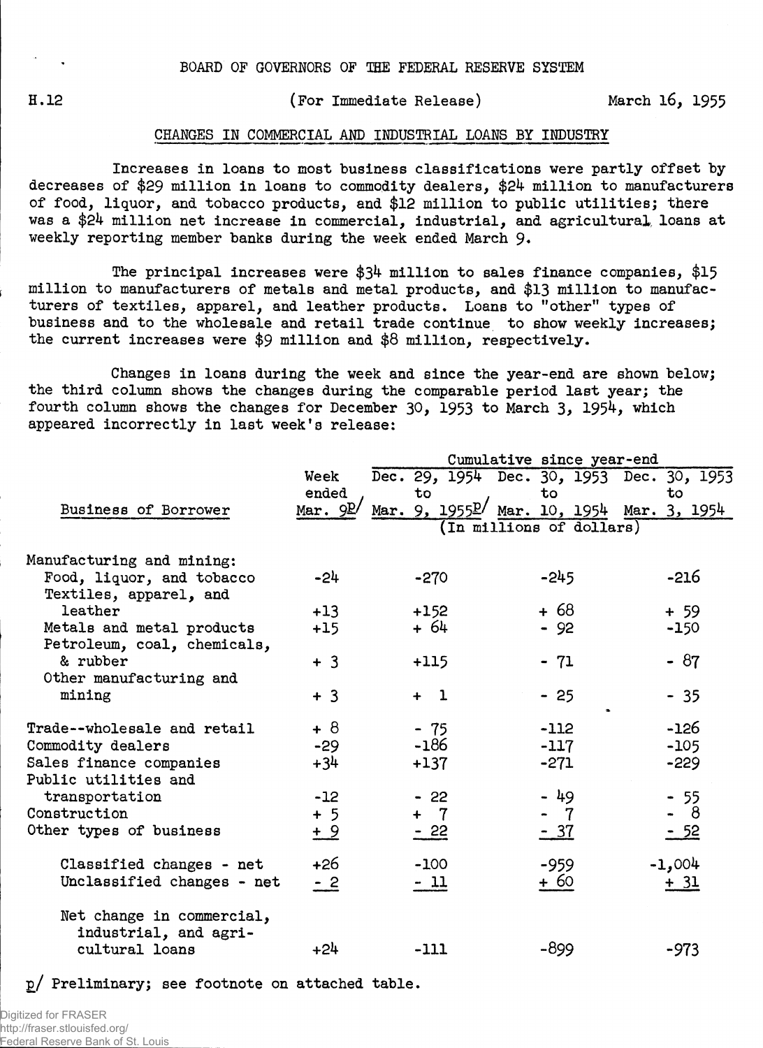BOARD OF GOVERNORS OF THE FEDERAL RESERVE SYSTEM

H.12 (For Immediate Release) March 16, 1955

## CHANGES IN COMMERCIAL AND INDUSTRIAL LOANS BY INDUSTRY

Increases in loans to most business classifications were partly offset by decreases of $29 million in loans to commodity dealers, $24 million to manufacturers of food, liquor, and tobacco products, and $12 million to public utilities; there was a $24 million net increase in commercial, industrial, and agricultural loans at weekly reporting member banks during the week ended March 9.

The principal increases were $34 million to sales finance companies, $15 million to manufacturers of metals and metal products, and $13 million to manufacturers of textiles, apparel, and leather products. Loans to "other" types of business and to the wholesale and retail trade continue to show weekly increases; the current increases were $9 million and $8 million, respectively.

Changes in loans during the week and since the year-end are shown below; the third column shows the changes during the comparable period last year; the fourth column shows the changes for December 30, 1953 to March 3, 1954, which appeared incorrectly in last week's release:

| Business of Borrower | Week ended Mar. 9p/ | Cumulative since year-end: Dec. 29, 1954 to Mar. 9, 1955p/ | Dec. 30, 1953 to Mar. 10, 1954 | Dec. 30, 1953 to Mar. 3, 1954 |
|---|---|---|---|---|
| | (In millions of dollars) | | | |
| Manufacturing and mining: | | | | |
| Food, liquor, and tobacco | -24 | -270 | -245 | -216 |
| Textiles, apparel, and leather | +13 | +152 | + 68 | + 59 |
| Metals and metal products | +15 | + 64 | - 92 | -150 |
| Petroleum, coal, chemicals, & rubber | + 3 | +115 | - 71 | - 87 |
| Other manufacturing and mining | + 3 | + 1 | - 25 | - 35 |
| Trade--wholesale and retail | + 8 | - 75 | -112 | -126 |
| Commodity dealers | -29 | -186 | -117 | -105 |
| Sales finance companies | +34 | +137 | -271 | -229 |
| Public utilities and transportation | -12 | - 22 | - 49 | - 55 |
| Construction | + 5 | + 7 | - 7 | - 8 |
| Other types of business | + 9 | - 22 | - 37 | - 52 |
| Classified changes - net | +26 | -100 | -959 | -1,004 |
| Unclassified changes - net | - 2 | - 11 | + 60 | + 31 |
| Net change in commercial, industrial, and agricultural loans | +24 | -111 | -899 | -973 |

p/ Preliminary; see footnote on attached table.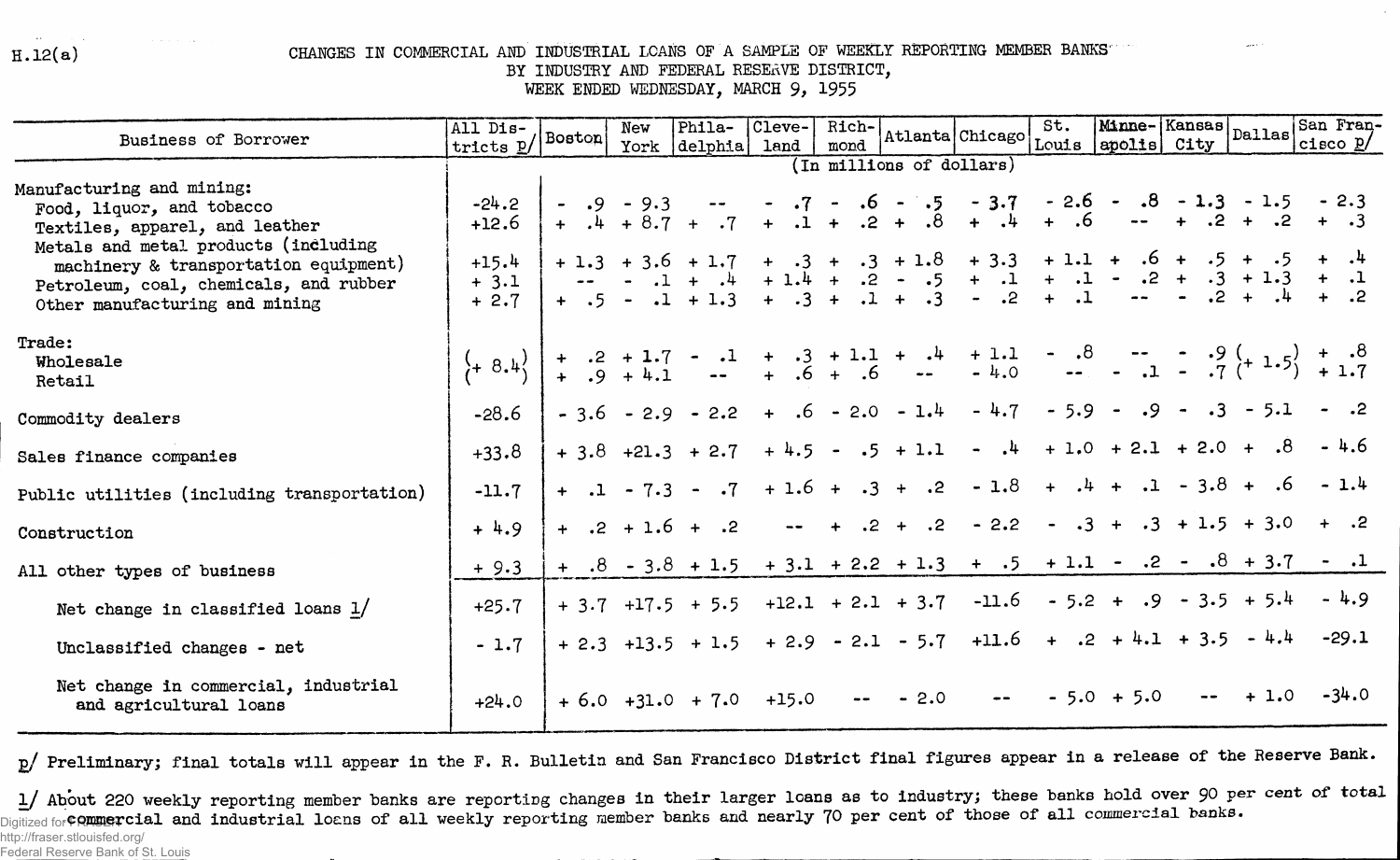H.12(a)

CHANGES IN COMMERCIAL AND INDUSTRIAL LOANS OF A SAMPLE OF WEEKLY REPORTING MEMBER BANKS
BY INDUSTRY AND FEDERAL RESERVE DISTRICT,
WEEK ENDED WEDNESDAY, MARCH 9, 1955

| Business of Borrower | All Districts p/ | Boston | New York | Philadelphia | Cleveland | Richmond | Atlanta | Chicago | St. Louis | Minneapolis | Kansas City | Dallas | San Francisco p/ |
|---|---|---|---|---|---|---|---|---|---|---|---|---|---|
| | (In millions of dollars) | | | | | | | | | | | | |
| Manufacturing and mining: | | | | | | | | | | | | | |
| Food, liquor, and tobacco | -24.2 | - .9 | - 9.3 | -- | - .7 | - .6 | - .5 | - 3.7 | - 2.6 | - .8 | - 1.3 | - 1.5 | - 2.3 |
| Textiles, apparel, and leather | +12.6 | + .4 | + 8.7 | + .7 | + .1 | + .2 | + .8 | + .4 | + .6 | -- | + .2 | + .2 | + .3 |
| Metals and metal products (including machinery & transportation equipment) | +15.4 | + 1.3 | + 3.6 | + 1.7 | + .3 | + .3 | + 1.8 | + 3.3 | + 1.1 | + .6 | + .5 | + .5 | + .4 |
| Petroleum, coal, chemicals, and rubber | + 3.1 | -- | - .1 | + .4 | + 1.4 | + .2 | - .5 | + .1 | + .1 | - .2 | + .3 | + 1.3 | + .1 |
| Other manufacturing and mining | + 2.7 | + .5 | - .1 | + 1.3 | + .3 | + .1 | + .3 | - .2 | + .1 | -- | - .2 | + .4 | + .2 |
| Trade: | | | | | | | | | | | | | |
| Wholesale | (+ 8.4) | + .2 | + 1.7 | - .1 | + .3 | + 1.1 | + .4 | + 1.1 | - .8 | -- | - .9 | (+ 1.5) | + .8 |
| Retail | | + .9 | + 4.1 | -- | + .6 | + .6 | -- | - 4.0 | -- | - .1 | - .7 | | + 1.7 |
| Commodity dealers | -28.6 | - 3.6 | - 2.9 | - 2.2 | + .6 | - 2.0 | - 1.4 | - 4.7 | - 5.9 | - .9 | - .3 | - 5.1 | - .2 |
| Sales finance companies | +33.8 | + 3.8 | +21.3 | + 2.7 | + 4.5 | - .5 | + 1.1 | - .4 | + 1.0 | + 2.1 | + 2.0 | + .8 | - 4.6 |
| Public utilities (including transportation) | -11.7 | + .1 | - 7.3 | - .7 | + 1.6 | + .3 | + .2 | - 1.8 | + .4 | + .1 | - 3.8 | + .6 | - 1.4 |
| Construction | + 4.9 | + .2 | + 1.6 | + .2 | -- | + .2 | + .2 | - 2.2 | - .3 | + .3 | + 1.5 | + 3.0 | + .2 |
| All other types of business | + 9.3 | + .8 | - 3.8 | + 1.5 | + 3.1 | + 2.2 | + 1.3 | + .5 | + 1.1 | - .2 | - .8 | + 3.7 | - .1 |
| Net change in classified loans 1/ | +25.7 | + 3.7 | +17.5 | + 5.5 | +12.1 | + 2.1 | + 3.7 | -11.6 | - 5.2 | + .9 | - 3.5 | + 5.4 | - 4.9 |
| Unclassified changes - net | - 1.7 | + 2.3 | +13.5 | + 1.5 | + 2.9 | - 2.1 | - 5.7 | +11.6 | + .2 | + 4.1 | + 3.5 | - 4.4 | -29.1 |
| Net change in commercial, industrial and agricultural loans | +24.0 | + 6.0 | +31.0 | + 7.0 | +15.0 | -- | - 2.0 | -- | - 5.0 | + 5.0 | -- | + 1.0 | -34.0 |

p/ Preliminary; final totals will appear in the F. R. Bulletin and San Francisco District final figures appear in a release of the Reserve Bank.

1/ About 220 weekly reporting member banks are reporting changes in their larger loans as to industry; these banks hold over 90 per cent of total commercial and industrial loans of all weekly reporting member banks and nearly 70 per cent of those of all commercial banks.